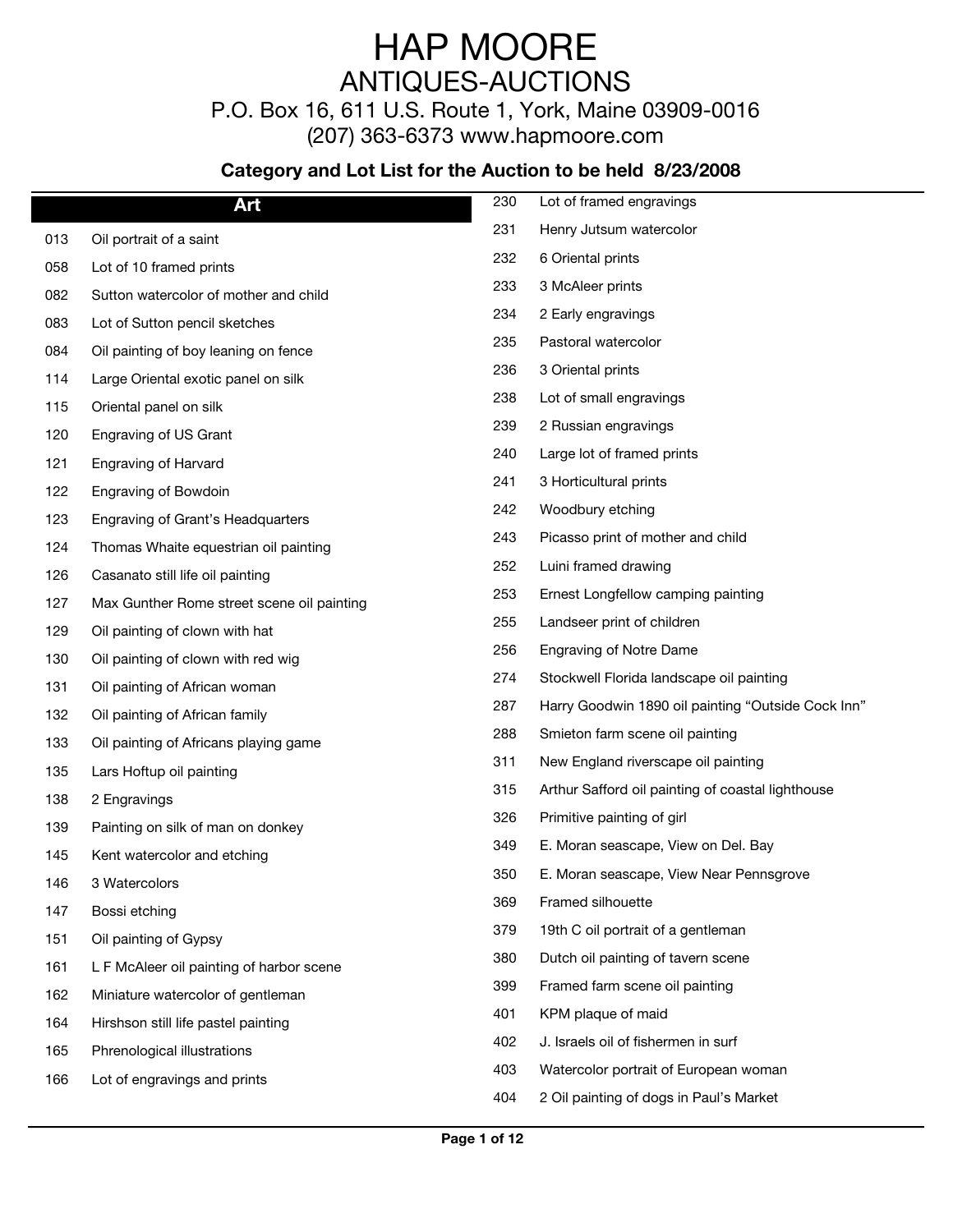# HAP MOORE

## ANTIQUES-AUCTIONS

P.O. Box 16, 611 U.S. Route 1, York, Maine 03909-0016
(207) 363-6373 www.hapmoore.com

**Category and Lot List for the Auction to be held 8/23/2008**

### Art

| Lot | Description |
|---|---|
| 013 | Oil portrait of a saint |
| 058 | Lot of 10 framed prints |
| 082 | Sutton watercolor of mother and child |
| 083 | Lot of Sutton pencil sketches |
| 084 | Oil painting of boy leaning on fence |
| 114 | Large Oriental exotic panel on silk |
| 115 | Oriental panel on silk |
| 120 | Engraving of US Grant |
| 121 | Engraving of Harvard |
| 122 | Engraving of Bowdoin |
| 123 | Engraving of Grant's Headquarters |
| 124 | Thomas Whaite equestrian oil painting |
| 126 | Casanato still life oil painting |
| 127 | Max Gunther Rome street scene oil painting |
| 129 | Oil painting of clown with hat |
| 130 | Oil painting of clown with red wig |
| 131 | Oil painting of African woman |
| 132 | Oil painting of African family |
| 133 | Oil painting of Africans playing game |
| 135 | Lars Hoftup oil painting |
| 138 | 2 Engravings |
| 139 | Painting on silk of man on donkey |
| 145 | Kent watercolor and etching |
| 146 | 3 Watercolors |
| 147 | Bossi etching |
| 151 | Oil painting of Gypsy |
| 161 | L F McAleer oil painting of harbor scene |
| 162 | Miniature watercolor of gentleman |
| 164 | Hirshson still life pastel painting |
| 165 | Phrenological illustrations |
| 166 | Lot of engravings and prints |
| 230 | Lot of framed engravings |
| 231 | Henry Jutsum watercolor |
| 232 | 6 Oriental prints |
| 233 | 3 McAleer prints |
| 234 | 2 Early engravings |
| 235 | Pastoral watercolor |
| 236 | 3 Oriental prints |
| 238 | Lot of small engravings |
| 239 | 2 Russian engravings |
| 240 | Large lot of framed prints |
| 241 | 3 Horticultural prints |
| 242 | Woodbury etching |
| 243 | Picasso print of mother and child |
| 252 | Luini framed drawing |
| 253 | Ernest Longfellow camping painting |
| 255 | Landseer print of children |
| 256 | Engraving of Notre Dame |
| 274 | Stockwell Florida landscape oil painting |
| 287 | Harry Goodwin 1890 oil painting "Outside Cock Inn" |
| 288 | Smieton farm scene oil painting |
| 311 | New England riverscape oil painting |
| 315 | Arthur Safford oil painting of coastal lighthouse |
| 326 | Primitive painting of girl |
| 349 | E. Moran seascape, View on Del. Bay |
| 350 | E. Moran seascape, View Near Pennsgrove |
| 369 | Framed silhouette |
| 379 | 19th C oil portrait of a gentleman |
| 380 | Dutch oil painting of tavern scene |
| 399 | Framed farm scene oil painting |
| 401 | KPM plaque of maid |
| 402 | J. Israels oil of fishermen in surf |
| 403 | Watercolor portrait of European woman |
| 404 | 2 Oil painting of dogs in Paul's Market |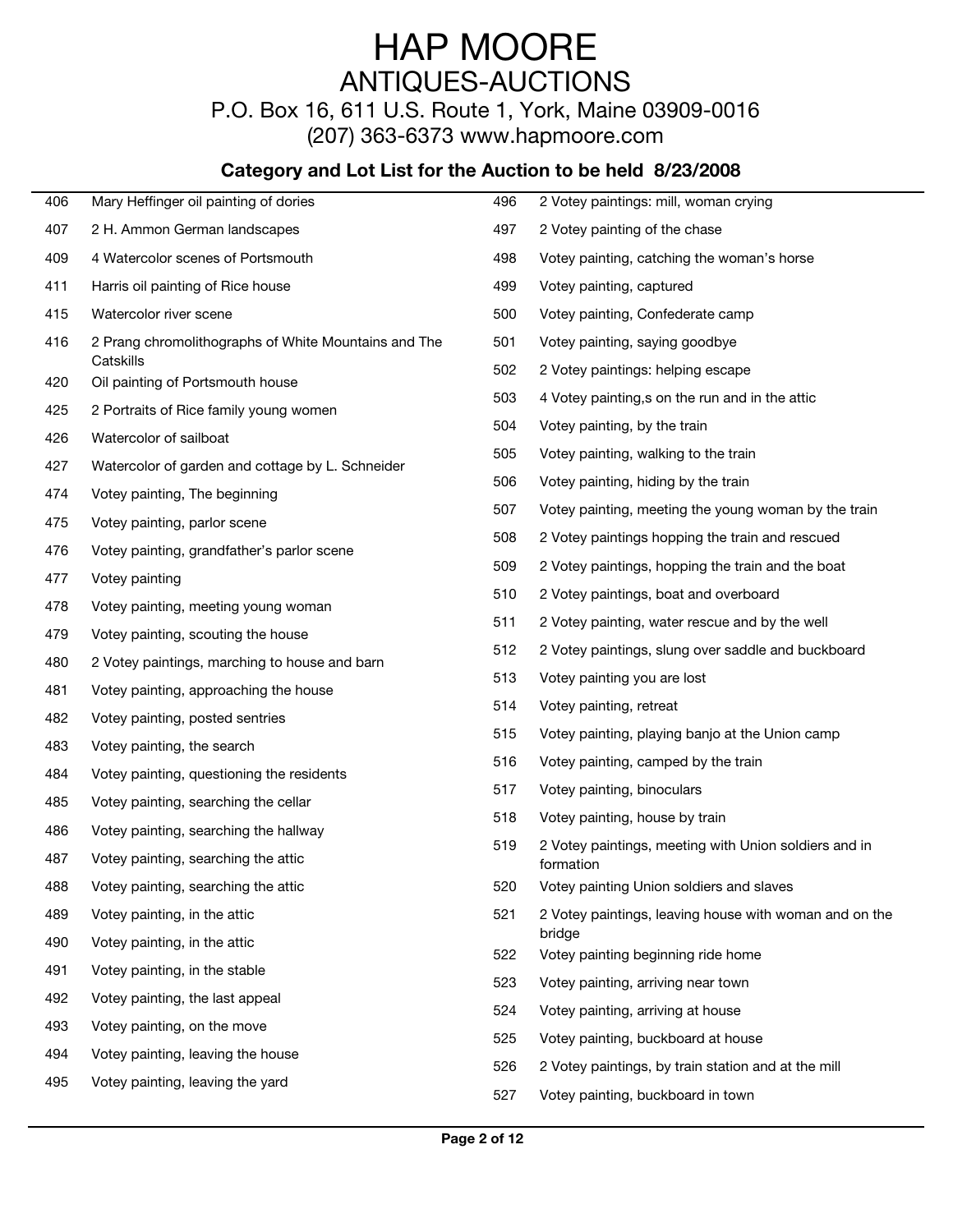# HAP MOORE

## ANTIQUES-AUCTIONS

P.O. Box 16, 611 U.S. Route 1, York, Maine 03909-0016

(207) 363-6373 www.hapmoore.com

### Category and Lot List for the Auction to be held 8/23/2008

| Lot | Description |
|---|---|
| 406 | Mary Heffinger oil painting of dories |
| 407 | 2 H. Ammon German landscapes |
| 409 | 4 Watercolor scenes of Portsmouth |
| 411 | Harris oil painting of Rice house |
| 415 | Watercolor river scene |
| 416 | 2 Prang chromolithographs of White Mountains and The Catskills |
| 420 | Oil painting of Portsmouth house |
| 425 | 2 Portraits of Rice family young women |
| 426 | Watercolor of sailboat |
| 427 | Watercolor of garden and cottage by L. Schneider |
| 474 | Votey painting, The beginning |
| 475 | Votey painting, parlor scene |
| 476 | Votey painting, grandfather's parlor scene |
| 477 | Votey painting |
| 478 | Votey painting, meeting young woman |
| 479 | Votey painting, scouting the house |
| 480 | 2 Votey paintings, marching to house and barn |
| 481 | Votey painting, approaching the house |
| 482 | Votey painting, posted sentries |
| 483 | Votey painting, the search |
| 484 | Votey painting, questioning the residents |
| 485 | Votey painting, searching the cellar |
| 486 | Votey painting, searching the hallway |
| 487 | Votey painting, searching the attic |
| 488 | Votey painting, searching the attic |
| 489 | Votey painting, in the attic |
| 490 | Votey painting, in the attic |
| 491 | Votey painting, in the stable |
| 492 | Votey painting, the last appeal |
| 493 | Votey painting, on the move |
| 494 | Votey painting, leaving the house |
| 495 | Votey painting, leaving the yard |
| 496 | 2 Votey paintings: mill, woman crying |
| 497 | 2 Votey painting of the chase |
| 498 | Votey painting, catching the woman's horse |
| 499 | Votey painting, captured |
| 500 | Votey painting, Confederate camp |
| 501 | Votey painting, saying goodbye |
| 502 | 2 Votey paintings: helping escape |
| 503 | 4 Votey painting,s on the run and in the attic |
| 504 | Votey painting, by the train |
| 505 | Votey painting, walking to the train |
| 506 | Votey painting, hiding by the train |
| 507 | Votey painting, meeting the young woman by the train |
| 508 | 2 Votey paintings hopping the train and rescued |
| 509 | 2 Votey paintings, hopping the train and the boat |
| 510 | 2 Votey paintings, boat and overboard |
| 511 | 2 Votey painting, water rescue and by the well |
| 512 | 2 Votey paintings, slung over saddle and buckboard |
| 513 | Votey painting you are lost |
| 514 | Votey painting, retreat |
| 515 | Votey painting, playing banjo at the Union camp |
| 516 | Votey painting, camped by the train |
| 517 | Votey painting, binoculars |
| 518 | Votey painting, house by train |
| 519 | 2 Votey paintings, meeting with Union soldiers and in formation |
| 520 | Votey painting Union soldiers and slaves |
| 521 | 2 Votey paintings, leaving house with woman and on the bridge |
| 522 | Votey painting beginning ride home |
| 523 | Votey painting, arriving near town |
| 524 | Votey painting, arriving at house |
| 525 | Votey painting, buckboard at house |
| 526 | 2 Votey paintings, by train station and at the mill |
| 527 | Votey painting, buckboard in town |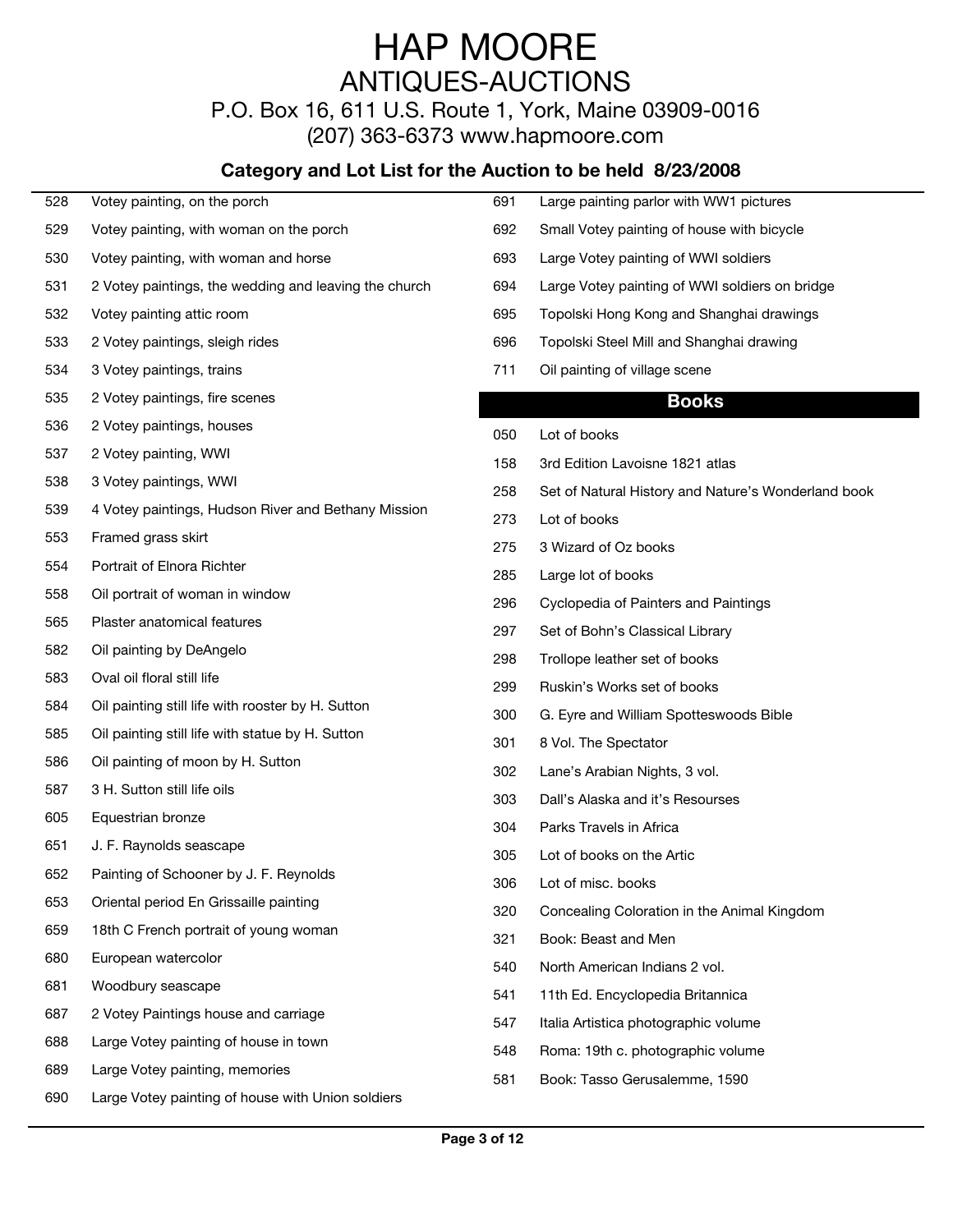# HAP MOORE

## ANTIQUES-AUCTIONS

P.O. Box 16, 611 U.S. Route 1, York, Maine 03909-0016

(207) 363-6373 www.hapmoore.com

### Category and Lot List for the Auction to be held 8/23/2008

528 Votey painting, on the porch

529 Votey painting, with woman on the porch

530 Votey painting, with woman and horse

531 2 Votey paintings, the wedding and leaving the church

532 Votey painting attic room

533 2 Votey paintings, sleigh rides

534 3 Votey paintings, trains

535 2 Votey paintings, fire scenes

536 2 Votey paintings, houses

537 2 Votey painting, WWI

538 3 Votey paintings, WWI

539 4 Votey paintings, Hudson River and Bethany Mission

553 Framed grass skirt

554 Portrait of Elnora Richter

558 Oil portrait of woman in window

565 Plaster anatomical features

582 Oil painting by DeAngelo

583 Oval oil floral still life

584 Oil painting still life with rooster by H. Sutton

585 Oil painting still life with statue by H. Sutton

586 Oil painting of moon by H. Sutton

587 3 H. Sutton still life oils

605 Equestrian bronze

651 J. F. Raynolds seascape

652 Painting of Schooner by J. F. Reynolds

653 Oriental period En Grissaille painting

659 18th C French portrait of young woman

680 European watercolor

681 Woodbury seascape

687 2 Votey Paintings house and carriage

688 Large Votey painting of house in town

689 Large Votey painting, memories

690 Large Votey painting of house with Union soldiers

691 Large painting parlor with WW1 pictures

692 Small Votey painting of house with bicycle

693 Large Votey painting of WWI soldiers

694 Large Votey painting of WWI soldiers on bridge

695 Topolski Hong Kong and Shanghai drawings

696 Topolski Steel Mill and Shanghai drawing

711 Oil painting of village scene

## Books

050 Lot of books

158 3rd Edition Lavoisne 1821 atlas

258 Set of Natural History and Nature's Wonderland book

273 Lot of books

275 3 Wizard of Oz books

285 Large lot of books

296 Cyclopedia of Painters and Paintings

297 Set of Bohn's Classical Library

298 Trollope leather set of books

299 Ruskin's Works set of books

300 G. Eyre and William Spotteswoods Bible

301 8 Vol. The Spectator

302 Lane's Arabian Nights, 3 vol.

303 Dall's Alaska and it's Resourses

304 Parks Travels in Africa

305 Lot of books on the Artic

306 Lot of misc. books

320 Concealing Coloration in the Animal Kingdom

321 Book: Beast and Men

540 North American Indians 2 vol.

541 11th Ed. Encyclopedia Britannica

547 Italia Artistica photographic volume

548 Roma: 19th c. photographic volume

581 Book: Tasso Gerusalemme, 1590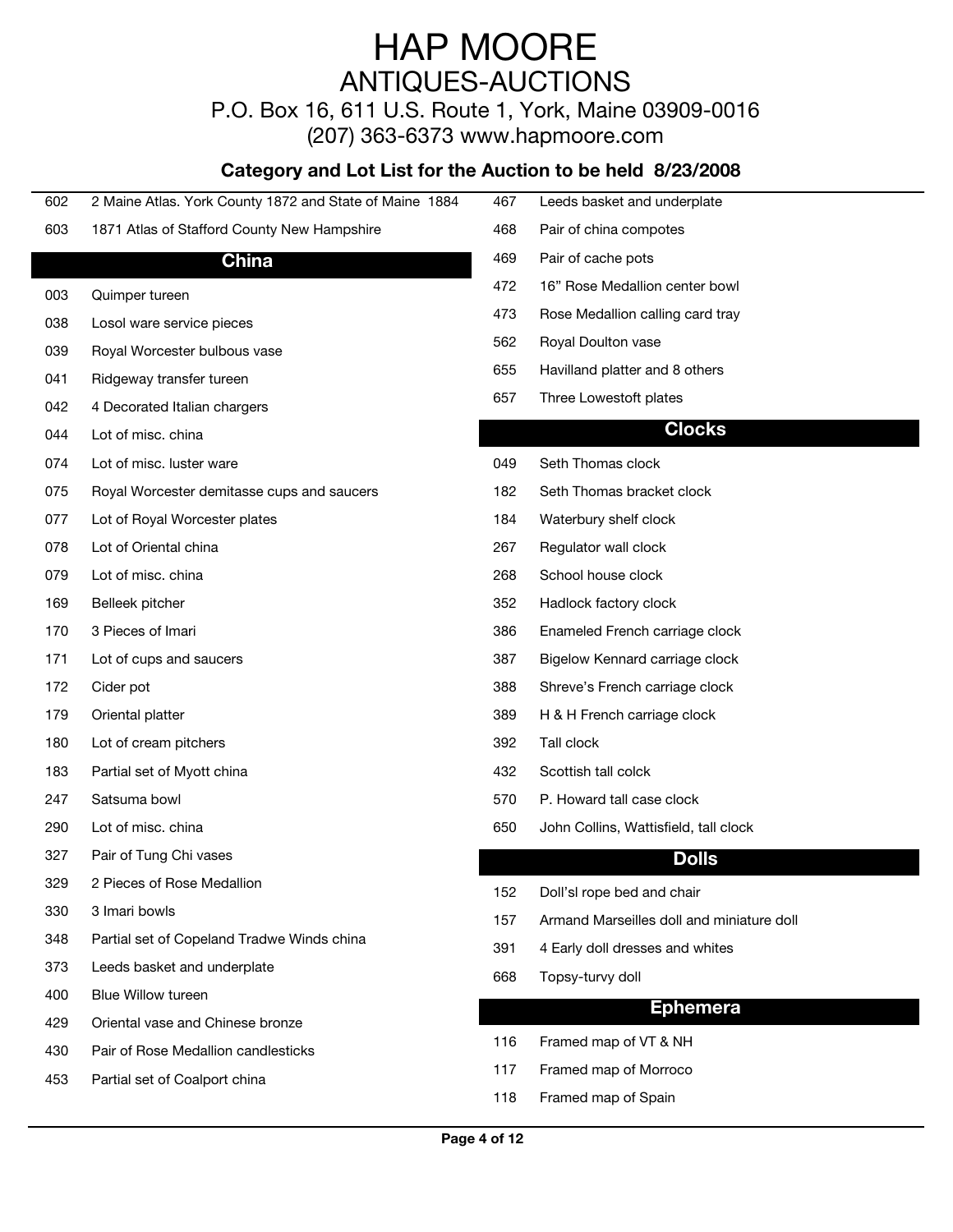# HAP MOORE
## ANTIQUES-AUCTIONS

P.O. Box 16, 611 U.S. Route 1, York, Maine 03909-0016
(207) 363-6373 www.hapmoore.com

**Category and Lot List for the Auction to be held 8/23/2008**

602 2 Maine Atlas. York County 1872 and State of Maine 1884
603 1871 Atlas of Stafford County New Hampshire

## China

003 Quimper tureen
038 Losol ware service pieces
039 Royal Worcester bulbous vase
041 Ridgeway transfer tureen
042 4 Decorated Italian chargers
044 Lot of misc. china
074 Lot of misc. luster ware
075 Royal Worcester demitasse cups and saucers
077 Lot of Royal Worcester plates
078 Lot of Oriental china
079 Lot of misc. china
169 Belleek pitcher
170 3 Pieces of Imari
171 Lot of cups and saucers
172 Cider pot
179 Oriental platter
180 Lot of cream pitchers
183 Partial set of Myott china
247 Satsuma bowl
290 Lot of misc. china
327 Pair of Tung Chi vases
329 2 Pieces of Rose Medallion
330 3 Imari bowls
348 Partial set of Copeland Tradwe Winds china
373 Leeds basket and underplate
400 Blue Willow tureen
429 Oriental vase and Chinese bronze
430 Pair of Rose Medallion candlesticks
453 Partial set of Coalport china
467 Leeds basket and underplate
468 Pair of china compotes
469 Pair of cache pots
472 16” Rose Medallion center bowl
473 Rose Medallion calling card tray
562 Royal Doulton vase
655 Havilland platter and 8 others
657 Three Lowestoft plates

## Clocks

049 Seth Thomas clock
182 Seth Thomas bracket clock
184 Waterbury shelf clock
267 Regulator wall clock
268 School house clock
352 Hadlock factory clock
386 Enameled French carriage clock
387 Bigelow Kennard carriage clock
388 Shreve’s French carriage clock
389 H & H French carriage clock
392 Tall clock
432 Scottish tall colck
570 P. Howard tall case clock
650 John Collins, Wattisfield, tall clock

## Dolls

152 Doll’sl rope bed and chair
157 Armand Marseilles doll and miniature doll
391 4 Early doll dresses and whites
668 Topsy-turvy doll

## Ephemera

116 Framed map of VT & NH
117 Framed map of Morroco
118 Framed map of Spain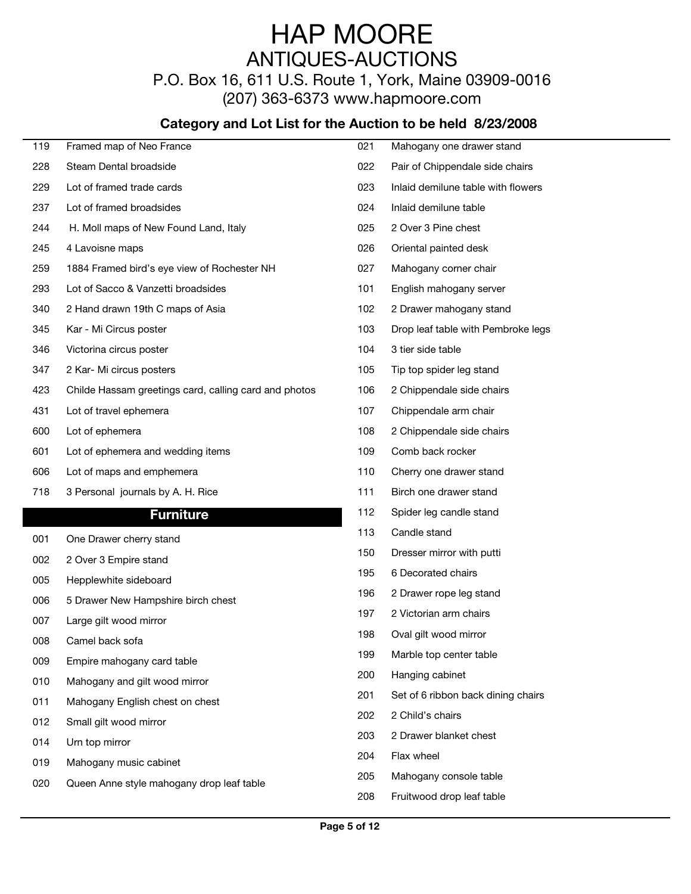# HAP MOORE
## ANTIQUES-AUCTIONS

P.O. Box 16, 611 U.S. Route 1, York, Maine 03909-0016
(207) 363-6373 www.hapmoore.com

### Category and Lot List for the Auction to be held 8/23/2008

| | |
|---|---|
| 119 | Framed map of Neo France |
| 228 | Steam Dental broadside |
| 229 | Lot of framed trade cards |
| 237 | Lot of framed broadsides |
| 244 | H. Moll maps of New Found Land, Italy |
| 245 | 4 Lavoisne maps |
| 259 | 1884 Framed bird's eye view of Rochester NH |
| 293 | Lot of Sacco & Vanzetti broadsides |
| 340 | 2 Hand drawn 19th C maps of Asia |
| 345 | Kar - Mi Circus poster |
| 346 | Victorina circus poster |
| 347 | 2 Kar- Mi circus posters |
| 423 | Childe Hassam greetings card, calling card and photos |
| 431 | Lot of travel ephemera |
| 600 | Lot of ephemera |
| 601 | Lot of ephemera and wedding items |
| 606 | Lot of maps and emphemera |
| 718 | 3 Personal journals by A. H. Rice |

## Furniture

| | |
|---|---|
| 001 | One Drawer cherry stand |
| 002 | 2 Over 3 Empire stand |
| 005 | Hepplewhite sideboard |
| 006 | 5 Drawer New Hampshire birch chest |
| 007 | Large gilt wood mirror |
| 008 | Camel back sofa |
| 009 | Empire mahogany card table |
| 010 | Mahogany and gilt wood mirror |
| 011 | Mahogany English chest on chest |
| 012 | Small gilt wood mirror |
| 014 | Urn top mirror |
| 019 | Mahogany music cabinet |
| 020 | Queen Anne style mahogany drop leaf table |
| 021 | Mahogany one drawer stand |
| 022 | Pair of Chippendale side chairs |
| 023 | Inlaid demilune table with flowers |
| 024 | Inlaid demilune table |
| 025 | 2 Over 3 Pine chest |
| 026 | Oriental painted desk |
| 027 | Mahogany corner chair |
| 101 | English mahogany server |
| 102 | 2 Drawer mahogany stand |
| 103 | Drop leaf table with Pembroke legs |
| 104 | 3 tier side table |
| 105 | Tip top spider leg stand |
| 106 | 2 Chippendale side chairs |
| 107 | Chippendale arm chair |
| 108 | 2 Chippendale side chairs |
| 109 | Comb back rocker |
| 110 | Cherry one drawer stand |
| 111 | Birch one drawer stand |
| 112 | Spider leg candle stand |
| 113 | Candle stand |
| 150 | Dresser mirror with putti |
| 195 | 6 Decorated chairs |
| 196 | 2 Drawer rope leg stand |
| 197 | 2 Victorian arm chairs |
| 198 | Oval gilt wood mirror |
| 199 | Marble top center table |
| 200 | Hanging cabinet |
| 201 | Set of 6 ribbon back dining chairs |
| 202 | 2 Child's chairs |
| 203 | 2 Drawer blanket chest |
| 204 | Flax wheel |
| 205 | Mahogany console table |
| 208 | Fruitwood drop leaf table |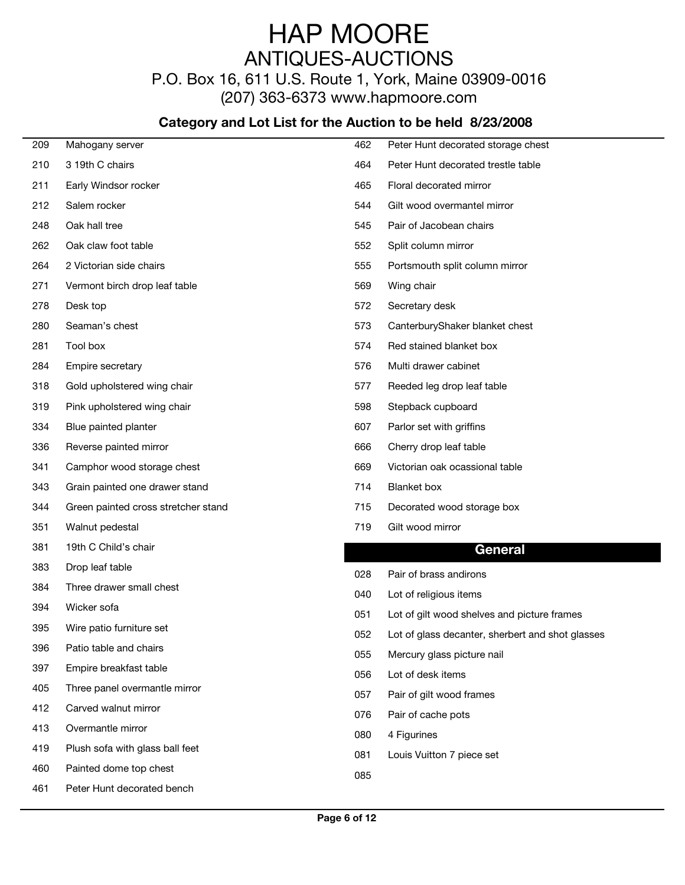# HAP MOORE
## ANTIQUES-AUCTIONS
P.O. Box 16, 611 U.S. Route 1, York, Maine 03909-0016
(207) 363-6373 www.hapmoore.com

### Category and Lot List for the Auction to be held 8/23/2008

| | |
|---|---|
| 209 | Mahogany server |
| 210 | 3 19th C chairs |
| 211 | Early Windsor rocker |
| 212 | Salem rocker |
| 248 | Oak hall tree |
| 262 | Oak claw foot table |
| 264 | 2 Victorian side chairs |
| 271 | Vermont birch drop leaf table |
| 278 | Desk top |
| 280 | Seaman's chest |
| 281 | Tool box |
| 284 | Empire secretary |
| 318 | Gold upholstered wing chair |
| 319 | Pink upholstered wing chair |
| 334 | Blue painted planter |
| 336 | Reverse painted mirror |
| 341 | Camphor wood storage chest |
| 343 | Grain painted one drawer stand |
| 344 | Green painted cross stretcher stand |
| 351 | Walnut pedestal |
| 381 | 19th C Child's chair |
| 383 | Drop leaf table |
| 384 | Three drawer small chest |
| 394 | Wicker sofa |
| 395 | Wire patio furniture set |
| 396 | Patio table and chairs |
| 397 | Empire breakfast table |
| 405 | Three panel overmantle mirror |
| 412 | Carved walnut mirror |
| 413 | Overmantle mirror |
| 419 | Plush sofa with glass ball feet |
| 460 | Painted dome top chest |
| 461 | Peter Hunt decorated bench |
| 462 | Peter Hunt decorated storage chest |
| 464 | Peter Hunt decorated trestle table |
| 465 | Floral decorated mirror |
| 544 | Gilt wood overmantel mirror |
| 545 | Pair of Jacobean chairs |
| 552 | Split column mirror |
| 555 | Portsmouth split column mirror |
| 569 | Wing chair |
| 572 | Secretary desk |
| 573 | CanterburyShaker blanket chest |
| 574 | Red stained blanket box |
| 576 | Multi drawer cabinet |
| 577 | Reeded leg drop leaf table |
| 598 | Stepback cupboard |
| 607 | Parlor set with griffins |
| 666 | Cherry drop leaf table |
| 669 | Victorian oak ocassional table |
| 714 | Blanket box |
| 715 | Decorated wood storage box |
| 719 | Gilt wood mirror |

## General

| | |
|---|---|
| 028 | Pair of brass andirons |
| 040 | Lot of religious items |
| 051 | Lot of gilt wood shelves and picture frames |
| 052 | Lot of glass decanter, sherbert and shot glasses |
| 055 | Mercury glass picture nail |
| 056 | Lot of desk items |
| 057 | Pair of gilt wood frames |
| 076 | Pair of cache pots |
| 080 | 4 Figurines |
| 081 | Louis Vuitton 7 piece set |
| 085 | |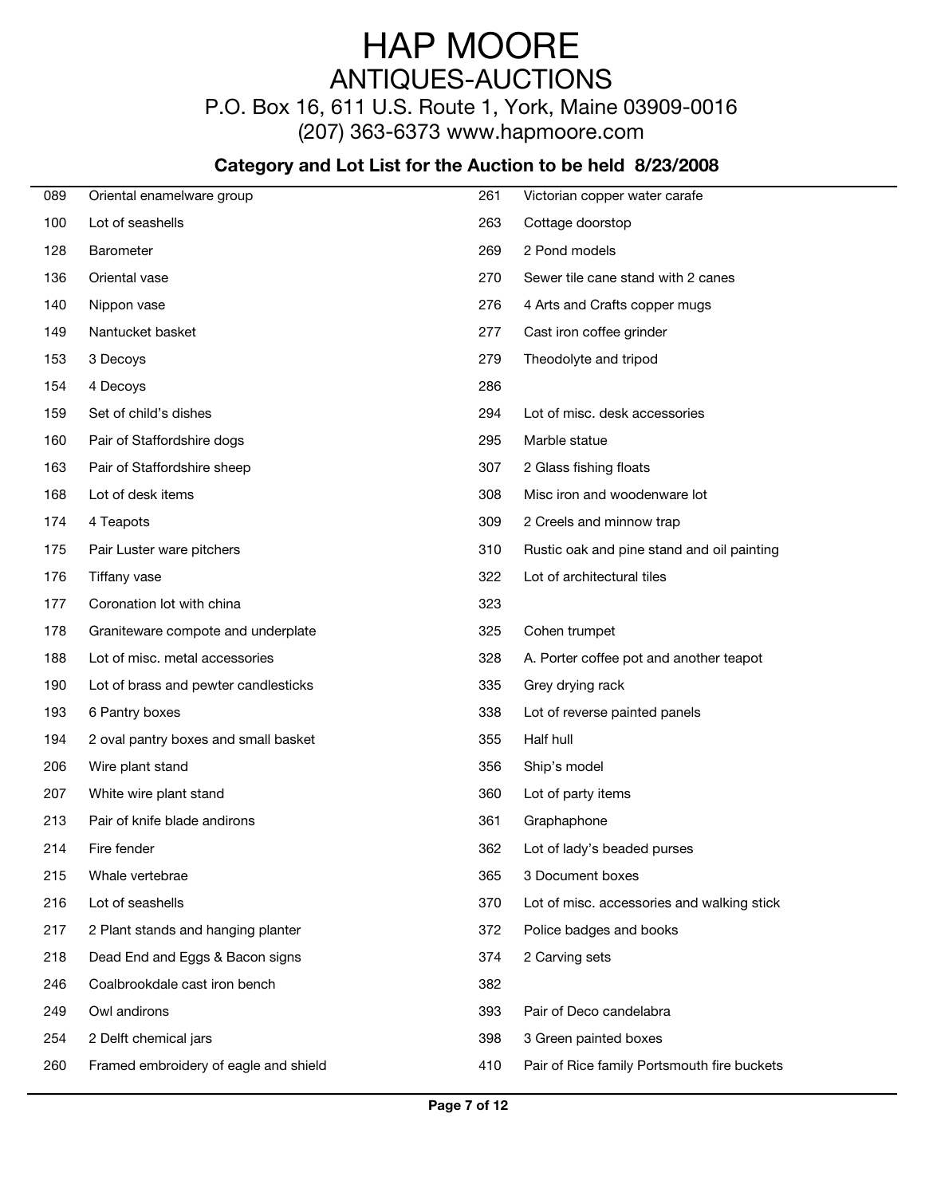# HAP MOORE

## ANTIQUES-AUCTIONS

P.O. Box 16, 611 U.S. Route 1, York, Maine 03909-0016

(207) 363-6373 www.hapmoore.com

### Category and Lot List for the Auction to be held 8/23/2008

| Lot | Description |
|---|---|
| 089 | Oriental enamelware group |
| 100 | Lot of seashells |
| 128 | Barometer |
| 136 | Oriental vase |
| 140 | Nippon vase |
| 149 | Nantucket basket |
| 153 | 3 Decoys |
| 154 | 4 Decoys |
| 159 | Set of child's dishes |
| 160 | Pair of Staffordshire dogs |
| 163 | Pair of Staffordshire sheep |
| 168 | Lot of desk items |
| 174 | 4 Teapots |
| 175 | Pair Luster ware pitchers |
| 176 | Tiffany vase |
| 177 | Coronation lot with china |
| 178 | Graniteware compote and underplate |
| 188 | Lot of misc. metal accessories |
| 190 | Lot of brass and pewter candlesticks |
| 193 | 6 Pantry boxes |
| 194 | 2 oval pantry boxes and small basket |
| 206 | Wire plant stand |
| 207 | White wire plant stand |
| 213 | Pair of knife blade andirons |
| 214 | Fire fender |
| 215 | Whale vertebrae |
| 216 | Lot of seashells |
| 217 | 2 Plant stands and hanging planter |
| 218 | Dead End and Eggs & Bacon signs |
| 246 | Coalbrookdale cast iron bench |
| 249 | Owl andirons |
| 254 | 2 Delft chemical jars |
| 260 | Framed embroidery of eagle and shield |
| 261 | Victorian copper water carafe |
| 263 | Cottage doorstop |
| 269 | 2 Pond models |
| 270 | Sewer tile cane stand with 2 canes |
| 276 | 4 Arts and Crafts copper mugs |
| 277 | Cast iron coffee grinder |
| 279 | Theodolyte and tripod |
| 286 | |
| 294 | Lot of misc. desk accessories |
| 295 | Marble statue |
| 307 | 2 Glass fishing floats |
| 308 | Misc iron and woodenware lot |
| 309 | 2 Creels and minnow trap |
| 310 | Rustic oak and pine stand and oil painting |
| 322 | Lot of architectural tiles |
| 323 | |
| 325 | Cohen trumpet |
| 328 | A. Porter coffee pot and another teapot |
| 335 | Grey drying rack |
| 338 | Lot of reverse painted panels |
| 355 | Half hull |
| 356 | Ship's model |
| 360 | Lot of party items |
| 361 | Graphaphone |
| 362 | Lot of lady's beaded purses |
| 365 | 3 Document boxes |
| 370 | Lot of misc. accessories and walking stick |
| 372 | Police badges and books |
| 374 | 2 Carving sets |
| 382 | |
| 393 | Pair of Deco candelabra |
| 398 | 3 Green painted boxes |
| 410 | Pair of Rice family Portsmouth fire buckets |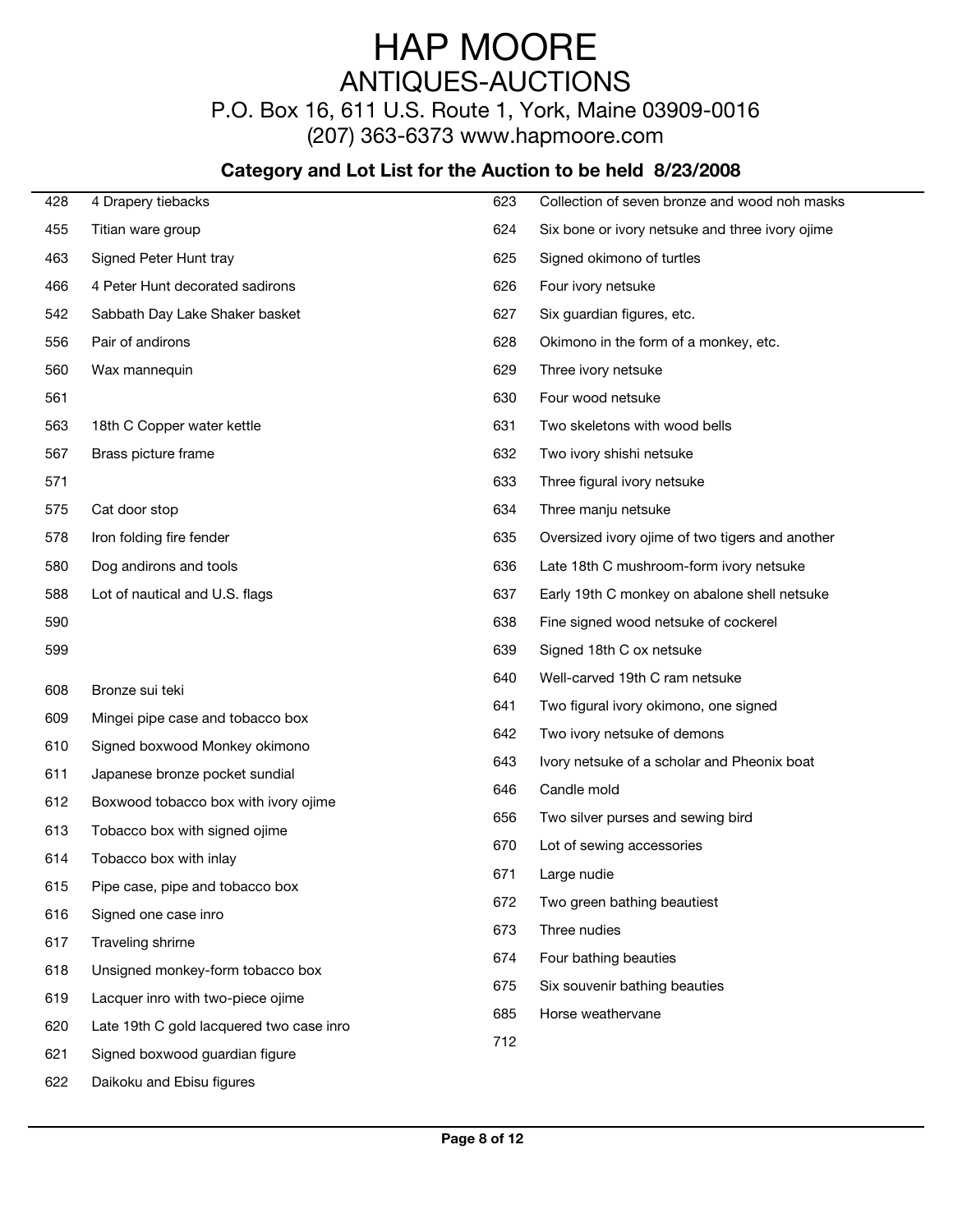# HAP MOORE

## ANTIQUES-AUCTIONS

P.O. Box 16, 611 U.S. Route 1, York, Maine 03909-0016

(207) 363-6373 www.hapmoore.com

### Category and Lot List for the Auction to be held 8/23/2008

| Lot | Description |
|---|---|
| 428 | 4 Drapery tiebacks |
| 455 | Titian ware group |
| 463 | Signed Peter Hunt tray |
| 466 | 4 Peter Hunt decorated sadirons |
| 542 | Sabbath Day Lake Shaker basket |
| 556 | Pair of andirons |
| 560 | Wax mannequin |
| 561 | |
| 563 | 18th C Copper water kettle |
| 567 | Brass picture frame |
| 571 | |
| 575 | Cat door stop |
| 578 | Iron folding fire fender |
| 580 | Dog andirons and tools |
| 588 | Lot of nautical and U.S. flags |
| 590 | |
| 599 | |
| 608 | Bronze sui teki |
| 609 | Mingei pipe case and tobacco box |
| 610 | Signed boxwood Monkey okimono |
| 611 | Japanese bronze pocket sundial |
| 612 | Boxwood tobacco box with ivory ojime |
| 613 | Tobacco box with signed ojime |
| 614 | Tobacco box with inlay |
| 615 | Pipe case, pipe and tobacco box |
| 616 | Signed one case inro |
| 617 | Traveling shrirne |
| 618 | Unsigned monkey-form tobacco box |
| 619 | Lacquer inro with two-piece ojime |
| 620 | Late 19th C gold lacquered two case inro |
| 621 | Signed boxwood guardian figure |
| 622 | Daikoku and Ebisu figures |
| 623 | Collection of seven bronze and wood noh masks |
| 624 | Six bone or ivory netsuke and three ivory ojime |
| 625 | Signed okimono of turtles |
| 626 | Four ivory netsuke |
| 627 | Six guardian figures, etc. |
| 628 | Okimono in the form of a monkey, etc. |
| 629 | Three ivory netsuke |
| 630 | Four wood netsuke |
| 631 | Two skeletons with wood bells |
| 632 | Two ivory shishi netsuke |
| 633 | Three figural ivory netsuke |
| 634 | Three manju netsuke |
| 635 | Oversized ivory ojime of two tigers and another |
| 636 | Late 18th C mushroom-form ivory netsuke |
| 637 | Early 19th C monkey on abalone shell netsuke |
| 638 | Fine signed wood netsuke of cockerel |
| 639 | Signed 18th C ox netsuke |
| 640 | Well-carved 19th C ram netsuke |
| 641 | Two figural ivory okimono, one signed |
| 642 | Two ivory netsuke of demons |
| 643 | Ivory netsuke of a scholar and Pheonix boat |
| 646 | Candle mold |
| 656 | Two silver purses and sewing bird |
| 670 | Lot of sewing accessories |
| 671 | Large nudie |
| 672 | Two green bathing beautiest |
| 673 | Three nudies |
| 674 | Four bathing beauties |
| 675 | Six souvenir bathing beauties |
| 685 | Horse weathervane |
| 712 | |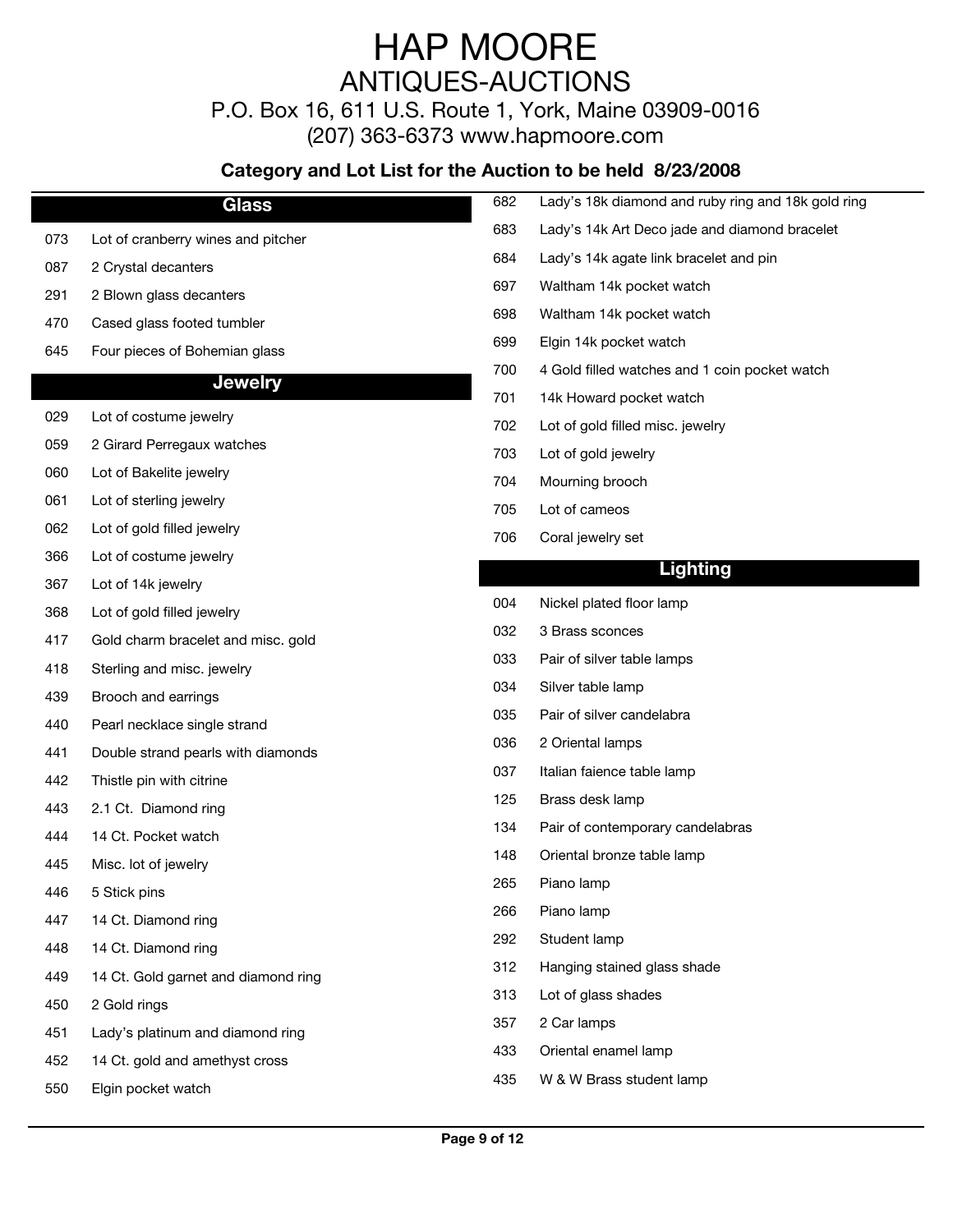# HAP MOORE

## ANTIQUES-AUCTIONS

P.O. Box 16, 611 U.S. Route 1, York, Maine 03909-0016

(207) 363-6373 www.hapmoore.com

### Category and Lot List for the Auction to be held 8/23/2008

### Glass

| | |
|---|---|
| 073 | Lot of cranberry wines and pitcher |
| 087 | 2 Crystal decanters |
| 291 | 2 Blown glass decanters |
| 470 | Cased glass footed tumbler |
| 645 | Four pieces of Bohemian glass |

### Jewelry

| | |
|---|---|
| 029 | Lot of costume jewelry |
| 059 | 2 Girard Perregaux watches |
| 060 | Lot of Bakelite jewelry |
| 061 | Lot of sterling jewelry |
| 062 | Lot of gold filled jewelry |
| 366 | Lot of costume jewelry |
| 367 | Lot of 14k jewelry |
| 368 | Lot of gold filled jewelry |
| 417 | Gold charm bracelet and misc. gold |
| 418 | Sterling and misc. jewelry |
| 439 | Brooch and earrings |
| 440 | Pearl necklace single strand |
| 441 | Double strand pearls with diamonds |
| 442 | Thistle pin with citrine |
| 443 | 2.1 Ct. Diamond ring |
| 444 | 14 Ct. Pocket watch |
| 445 | Misc. lot of jewelry |
| 446 | 5 Stick pins |
| 447 | 14 Ct. Diamond ring |
| 448 | 14 Ct. Diamond ring |
| 449 | 14 Ct. Gold garnet and diamond ring |
| 450 | 2 Gold rings |
| 451 | Lady's platinum and diamond ring |
| 452 | 14 Ct. gold and amethyst cross |
| 550 | Elgin pocket watch |
| 682 | Lady's 18k diamond and ruby ring and 18k gold ring |
| 683 | Lady's 14k Art Deco jade and diamond bracelet |
| 684 | Lady's 14k agate link bracelet and pin |
| 697 | Waltham 14k pocket watch |
| 698 | Waltham 14k pocket watch |
| 699 | Elgin 14k pocket watch |
| 700 | 4 Gold filled watches and 1 coin pocket watch |
| 701 | 14k Howard pocket watch |
| 702 | Lot of gold filled misc. jewelry |
| 703 | Lot of gold jewelry |
| 704 | Mourning brooch |
| 705 | Lot of cameos |
| 706 | Coral jewelry set |

### Lighting

| | |
|---|---|
| 004 | Nickel plated floor lamp |
| 032 | 3 Brass sconces |
| 033 | Pair of silver table lamps |
| 034 | Silver table lamp |
| 035 | Pair of silver candelabra |
| 036 | 2 Oriental lamps |
| 037 | Italian faience table lamp |
| 125 | Brass desk lamp |
| 134 | Pair of contemporary candelabras |
| 148 | Oriental bronze table lamp |
| 265 | Piano lamp |
| 266 | Piano lamp |
| 292 | Student lamp |
| 312 | Hanging stained glass shade |
| 313 | Lot of glass shades |
| 357 | 2 Car lamps |
| 433 | Oriental enamel lamp |
| 435 | W & W Brass student lamp |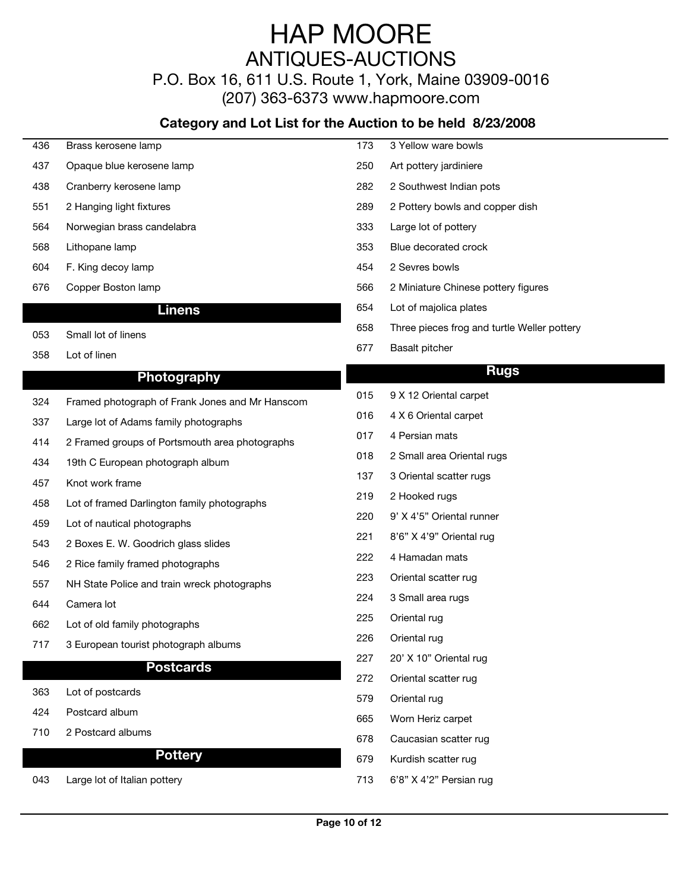# HAP MOORE
## ANTIQUES-AUCTIONS

P.O. Box 16, 611 U.S. Route 1, York, Maine 03909-0016
(207) 363-6373 www.hapmoore.com

### Category and Lot List for the Auction to be held 8/23/2008

436 Brass kerosene lamp
437 Opaque blue kerosene lamp
438 Cranberry kerosene lamp
551 2 Hanging light fixtures
564 Norwegian brass candelabra
568 Lithopane lamp
604 F. King decoy lamp
676 Copper Boston lamp

## Linens

053 Small lot of linens
358 Lot of linen

## Photography

324 Framed photograph of Frank Jones and Mr Hanscom
337 Large lot of Adams family photographs
414 2 Framed groups of Portsmouth area photographs
434 19th C European photograph album
457 Knot work frame
458 Lot of framed Darlington family photographs
459 Lot of nautical photographs
543 2 Boxes E. W. Goodrich glass slides
546 2 Rice family framed photographs
557 NH State Police and train wreck photographs
644 Camera lot
662 Lot of old family photographs
717 3 European tourist photograph albums

## Postcards

363 Lot of postcards
424 Postcard album
710 2 Postcard albums

## Pottery

043 Large lot of Italian pottery
173 3 Yellow ware bowls
250 Art pottery jardiniere
282 2 Southwest Indian pots
289 2 Pottery bowls and copper dish
333 Large lot of pottery
353 Blue decorated crock
454 2 Sevres bowls
566 2 Miniature Chinese pottery figures
654 Lot of majolica plates
658 Three pieces frog and turtle Weller pottery
677 Basalt pitcher

## Rugs

015 9 X 12 Oriental carpet
016 4 X 6 Oriental carpet
017 4 Persian mats
018 2 Small area Oriental rugs
137 3 Oriental scatter rugs
219 2 Hooked rugs
220 9' X 4'5" Oriental runner
221 8'6" X 4'9" Oriental rug
222 4 Hamadan mats
223 Oriental scatter rug
224 3 Small area rugs
225 Oriental rug
226 Oriental rug
227 20' X 10" Oriental rug
272 Oriental scatter rug
579 Oriental rug
665 Worn Heriz carpet
678 Caucasian scatter rug
679 Kurdish scatter rug
713 6'8" X 4'2" Persian rug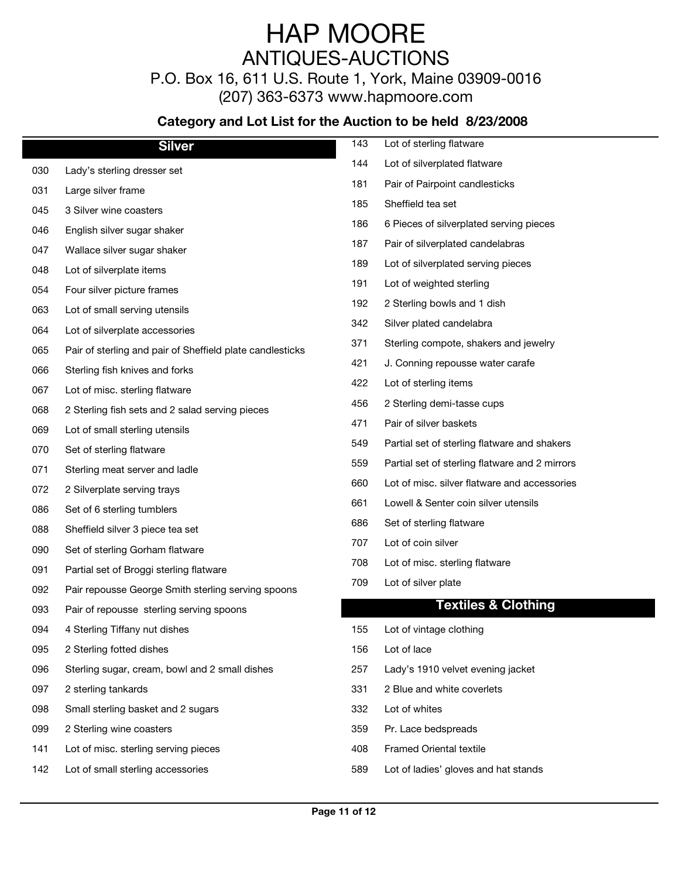# HAP MOORE

## ANTIQUES-AUCTIONS

P.O. Box 16, 611 U.S. Route 1, York, Maine 03909-0016

(207) 363-6373 www.hapmoore.com

**Category and Lot List for the Auction to be held 8/23/2008**

### Silver

| | |
|---|---|
| 030 | Lady's sterling dresser set |
| 031 | Large silver frame |
| 045 | 3 Silver wine coasters |
| 046 | English silver sugar shaker |
| 047 | Wallace silver sugar shaker |
| 048 | Lot of silverplate items |
| 054 | Four silver picture frames |
| 063 | Lot of small serving utensils |
| 064 | Lot of silverplate accessories |
| 065 | Pair of sterling and pair of Sheffield plate candlesticks |
| 066 | Sterling fish knives and forks |
| 067 | Lot of misc. sterling flatware |
| 068 | 2 Sterling fish sets and 2 salad serving pieces |
| 069 | Lot of small sterling utensils |
| 070 | Set of sterling flatware |
| 071 | Sterling meat server and ladle |
| 072 | 2 Silverplate serving trays |
| 086 | Set of 6 sterling tumblers |
| 088 | Sheffield silver 3 piece tea set |
| 090 | Set of sterling Gorham flatware |
| 091 | Partial set of Broggi sterling flatware |
| 092 | Pair repousse George Smith sterling serving spoons |
| 093 | Pair of repousse sterling serving spoons |
| 094 | 4 Sterling Tiffany nut dishes |
| 095 | 2 Sterling fotted dishes |
| 096 | Sterling sugar, cream, bowl and 2 small dishes |
| 097 | 2 sterling tankards |
| 098 | Small sterling basket and 2 sugars |
| 099 | 2 Sterling wine coasters |
| 141 | Lot of misc. sterling serving pieces |
| 142 | Lot of small sterling accessories |
| 143 | Lot of sterling flatware |
| 144 | Lot of silverplated flatware |
| 181 | Pair of Pairpoint candlesticks |
| 185 | Sheffield tea set |
| 186 | 6 Pieces of silverplated serving pieces |
| 187 | Pair of silverplated candelabras |
| 189 | Lot of silverplated serving pieces |
| 191 | Lot of weighted sterling |
| 192 | 2 Sterling bowls and 1 dish |
| 342 | Silver plated candelabra |
| 371 | Sterling compote, shakers and jewelry |
| 421 | J. Conning repousse water carafe |
| 422 | Lot of sterling items |
| 456 | 2 Sterling demi-tasse cups |
| 471 | Pair of silver baskets |
| 549 | Partial set of sterling flatware and shakers |
| 559 | Partial set of sterling flatware and 2 mirrors |
| 660 | Lot of misc. silver flatware and accessories |
| 661 | Lowell & Senter coin silver utensils |
| 686 | Set of sterling flatware |
| 707 | Lot of coin silver |
| 708 | Lot of misc. sterling flatware |
| 709 | Lot of silver plate |

### Textiles & Clothing

| | |
|---|---|
| 155 | Lot of vintage clothing |
| 156 | Lot of lace |
| 257 | Lady's 1910 velvet evening jacket |
| 331 | 2 Blue and white coverlets |
| 332 | Lot of whites |
| 359 | Pr. Lace bedspreads |
| 408 | Framed Oriental textile |
| 589 | Lot of ladies' gloves and hat stands |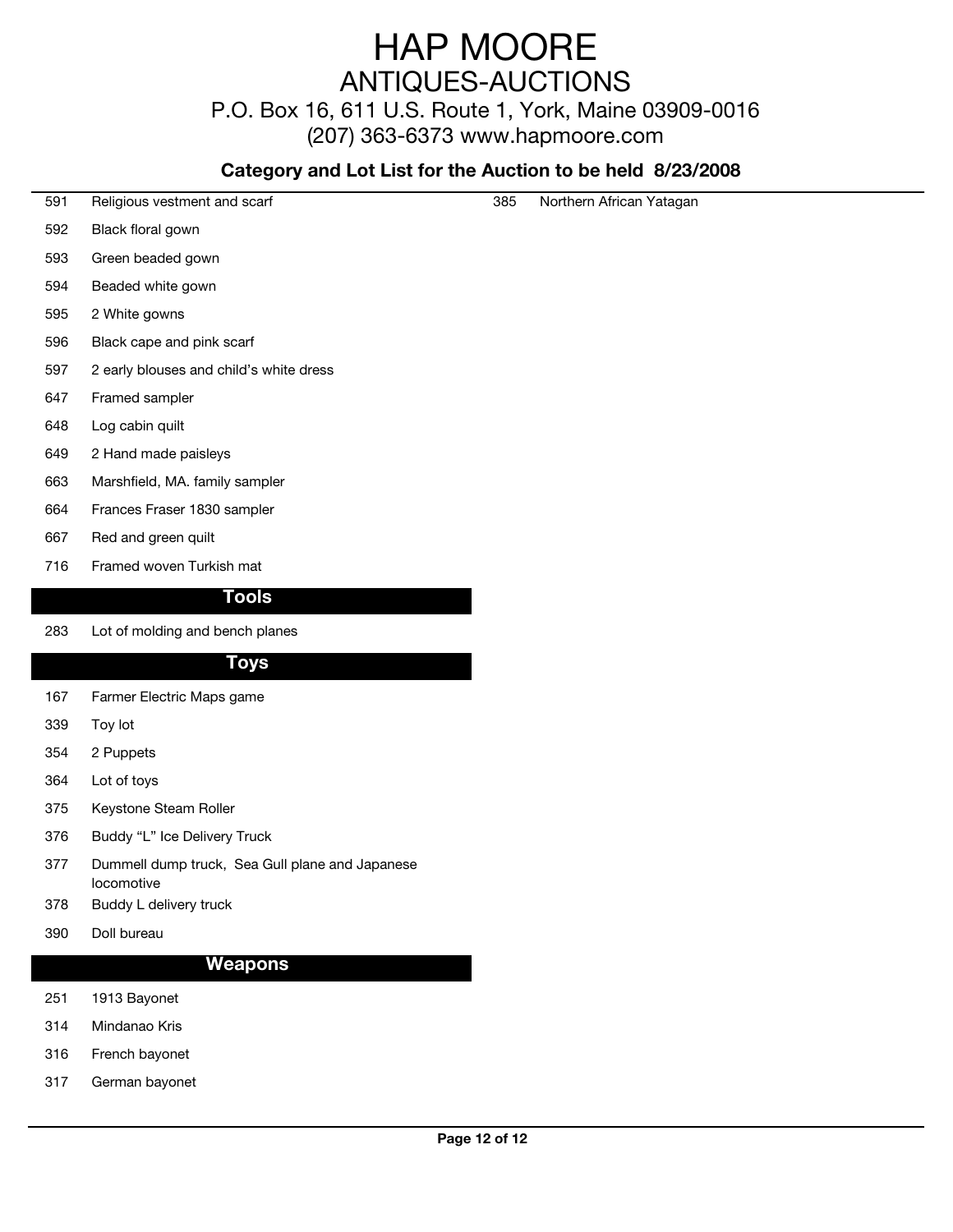# HAP MOORE
## ANTIQUES-AUCTIONS

P.O. Box 16, 611 U.S. Route 1, York, Maine 03909-0016

(207) 363-6373 www.hapmoore.com

**Category and Lot List for the Auction to be held 8/23/2008**

591 Religious vestment and scarf

592 Black floral gown

593 Green beaded gown

594 Beaded white gown

595 2 White gowns

596 Black cape and pink scarf

597 2 early blouses and child's white dress

647 Framed sampler

648 Log cabin quilt

649 2 Hand made paisleys

663 Marshfield, MA. family sampler

664 Frances Fraser 1830 sampler

667 Red and green quilt

716 Framed woven Turkish mat

### Tools

283 Lot of molding and bench planes

### Toys

167 Farmer Electric Maps game

339 Toy lot

354 2 Puppets

364 Lot of toys

375 Keystone Steam Roller

376 Buddy "L" Ice Delivery Truck

377 Dummell dump truck, Sea Gull plane and Japanese locomotive

378 Buddy L delivery truck

390 Doll bureau

### Weapons

251 1913 Bayonet

314 Mindanao Kris

316 French bayonet

317 German bayonet

385 Northern African Yatagan